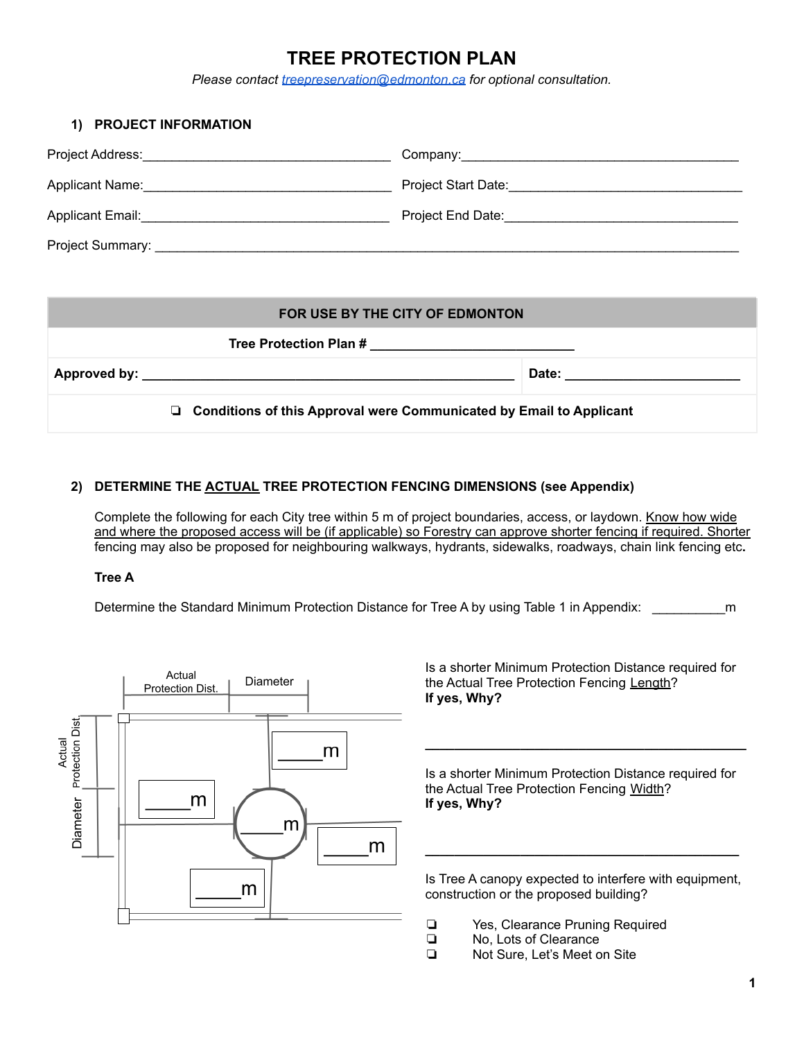# TREE PROTECTION PLAN

*Please contact treepreservation@edmonton.ca for optional consultation.*

## 1) PROJECT INFORMATION

Project Address:___________________________________ Company:_______________________________________

Applicant Name:___________________________________ Project Start Date:_________________________________

Applicant Email:___________________________________ Project End Date:_________________________________

Project Summary: _____________________________________________________________________________

| FOR USE BY THE CITY OF EDMONTON | |
|---|---|
| **Tree Protection Plan # ____________________________** | |
| **Approved by: ______________________________________________** | **Date: ________________________** |
| ❏ **Conditions of this Approval were Communicated by Email to Applicant** | |

## 2) DETERMINE THE ACTUAL TREE PROTECTION FENCING DIMENSIONS (see Appendix)

Complete the following for each City tree within 5 m of project boundaries, access, or laydown. Know how wide and where the proposed access will be (if applicable) so Forestry can approve shorter fencing if required. Shorter fencing may also be proposed for neighbouring walkways, hydrants, sidewalks, roadways, chain link fencing etc**.**

**Tree A**

Determine the Standard Minimum Protection Distance for Tree A by using Table 1 in Appendix: __________m

Actual Protection Dist. | Diameter

Actual Protection Dist. | Diameter

_____m

_____m

_____m

_____m

_____m

Is a shorter Minimum Protection Distance required for the Actual Tree Protection Fencing Length?
**If yes, Why?**

_____________________________________________

Is a shorter Minimum Protection Distance required for the Actual Tree Protection Fencing Width?
**If yes, Why?**

_____________________________________________

Is Tree A canopy expected to interfere with equipment, construction or the proposed building?

- ❏ Yes, Clearance Pruning Required
- ❏ No, Lots of Clearance
- ❏ Not Sure, Let's Meet on Site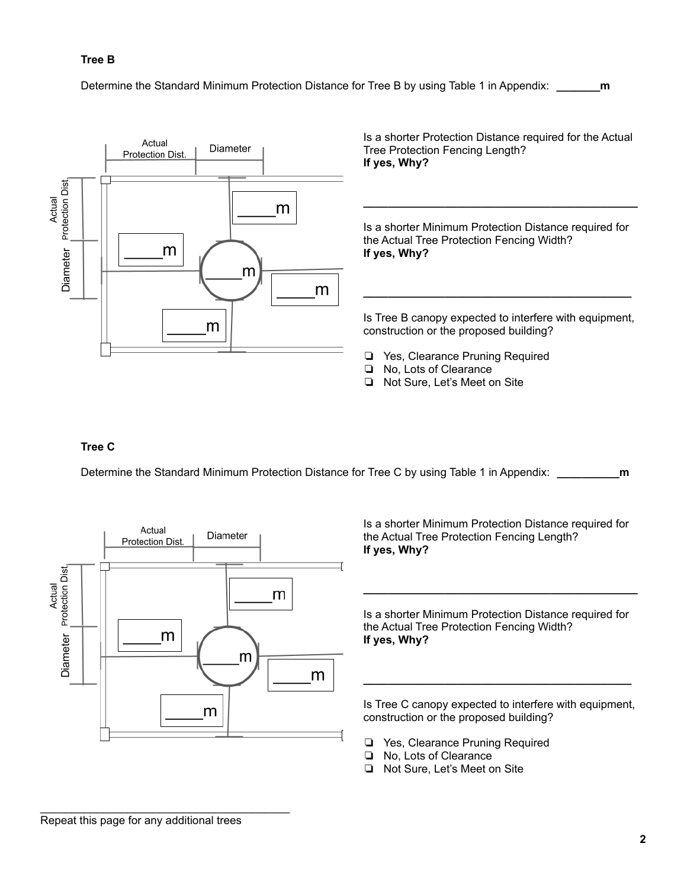**Tree B**

Determine the Standard Minimum Protection Distance for Tree B by using Table 1 in Appendix: _______m

Actual Protection Dist. | Diameter

Actual Protection Dist. | Diameter

_____m

_____m

_____m

_____m

_____m

Is a shorter Protection Distance required for the Actual Tree Protection Fencing Length?
**If yes, Why?**

_____________________________________________

Is a shorter Minimum Protection Distance required for the Actual Tree Protection Fencing Width?
**If yes, Why?**

_____________________________________________

Is Tree B canopy expected to interfere with equipment, construction or the proposed building?

- ❏ Yes, Clearance Pruning Required
- ❏ No, Lots of Clearance
- ❏ Not Sure, Let's Meet on Site

**Tree C**

Determine the Standard Minimum Protection Distance for Tree C by using Table 1 in Appendix: __________m

Actual Protection Dist. | Diameter

Actual Protection Dist. | Diameter

_____m

_____m

_____m

_____m

_____m

Is a shorter Minimum Protection Distance required for the Actual Tree Protection Fencing Length?
**If yes, Why?**

_____________________________________________

Is a shorter Minimum Protection Distance required for the Actual Tree Protection Fencing Width?
**If yes, Why?**

_____________________________________________

Is Tree C canopy expected to interfere with equipment, construction or the proposed building?

- ❏ Yes, Clearance Pruning Required
- ❏ No, Lots of Clearance
- ❏ Not Sure, Let's Meet on Site

Repeat this page for any additional trees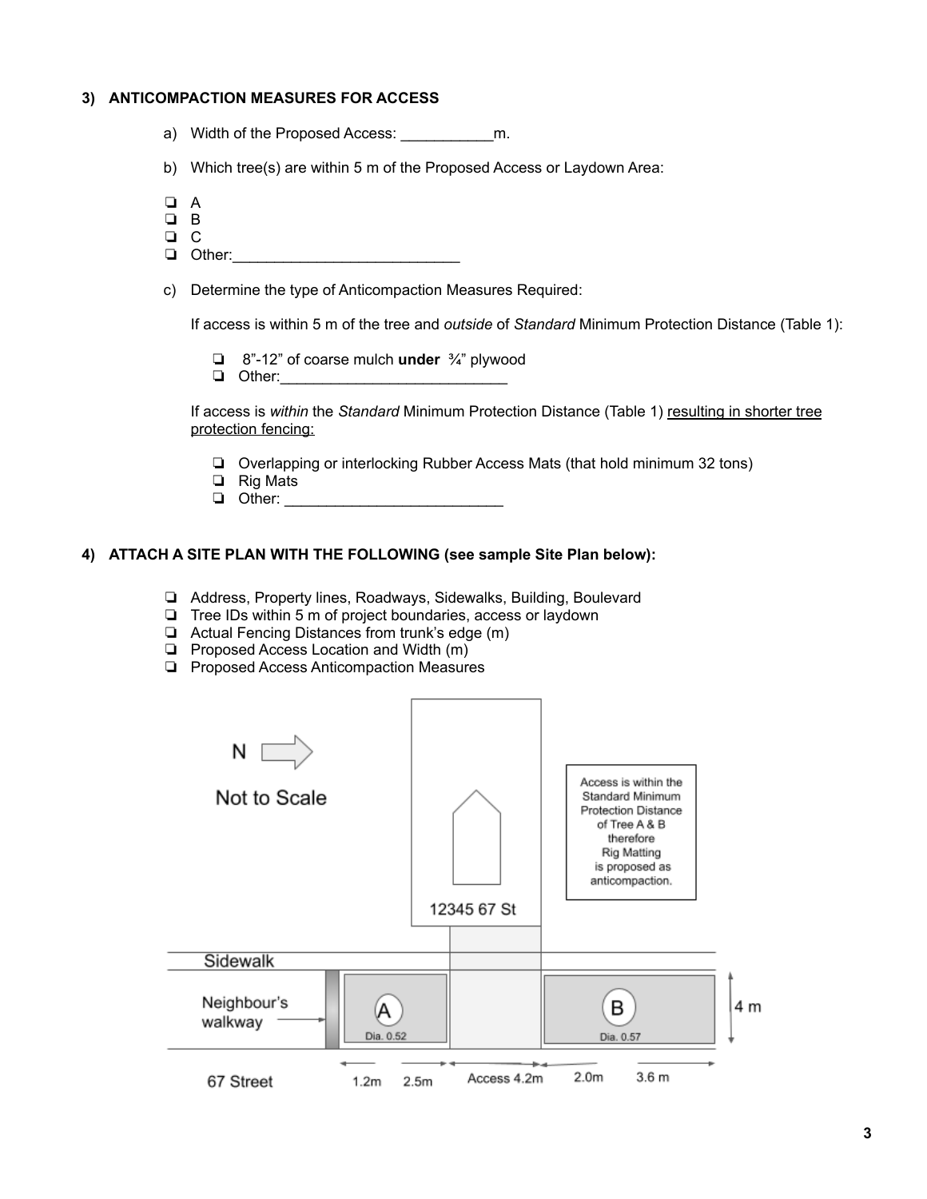**3) ANTICOMPACTION MEASURES FOR ACCESS**

a) Width of the Proposed Access: ___________m.

b) Which tree(s) are within 5 m of the Proposed Access or Laydown Area:

- ❏ A
- ❏ B
- ❏ C
- ❏ Other:___________________________

c) Determine the type of Anticompaction Measures Required:

If access is within 5 m of the tree and *outside* of *Standard* Minimum Protection Distance (Table 1):

- ❏ 8"-12" of coarse mulch **under** ¾" plywood
- ❏ Other:___________________________

If access is *within* the *Standard* Minimum Protection Distance (Table 1) <u>resulting in shorter tree protection fencing:</u>

- ❏ Overlapping or interlocking Rubber Access Mats (that hold minimum 32 tons)
- ❏ Rig Mats
- ❏ Other: _________________________

**4) ATTACH A SITE PLAN WITH THE FOLLOWING (see sample Site Plan below):**

- ❏ Address, Property lines, Roadways, Sidewalks, Building, Boulevard
- ❏ Tree IDs within 5 m of project boundaries, access or laydown
- ❏ Actual Fencing Distances from trunk's edge (m)
- ❏ Proposed Access Location and Width (m)
- ❏ Proposed Access Anticompaction Measures

N →

Not to Scale

Access is within the Standard Minimum Protection Distance of Tree A & B therefore Rig Matting is proposed as anticompaction.

12345 67 St

Sidewalk

Neighbour's walkway

A Dia. 0.52

B Dia. 0.57

4 m

67 Street

1.2m 2.5m Access 4.2m 2.0m 3.6m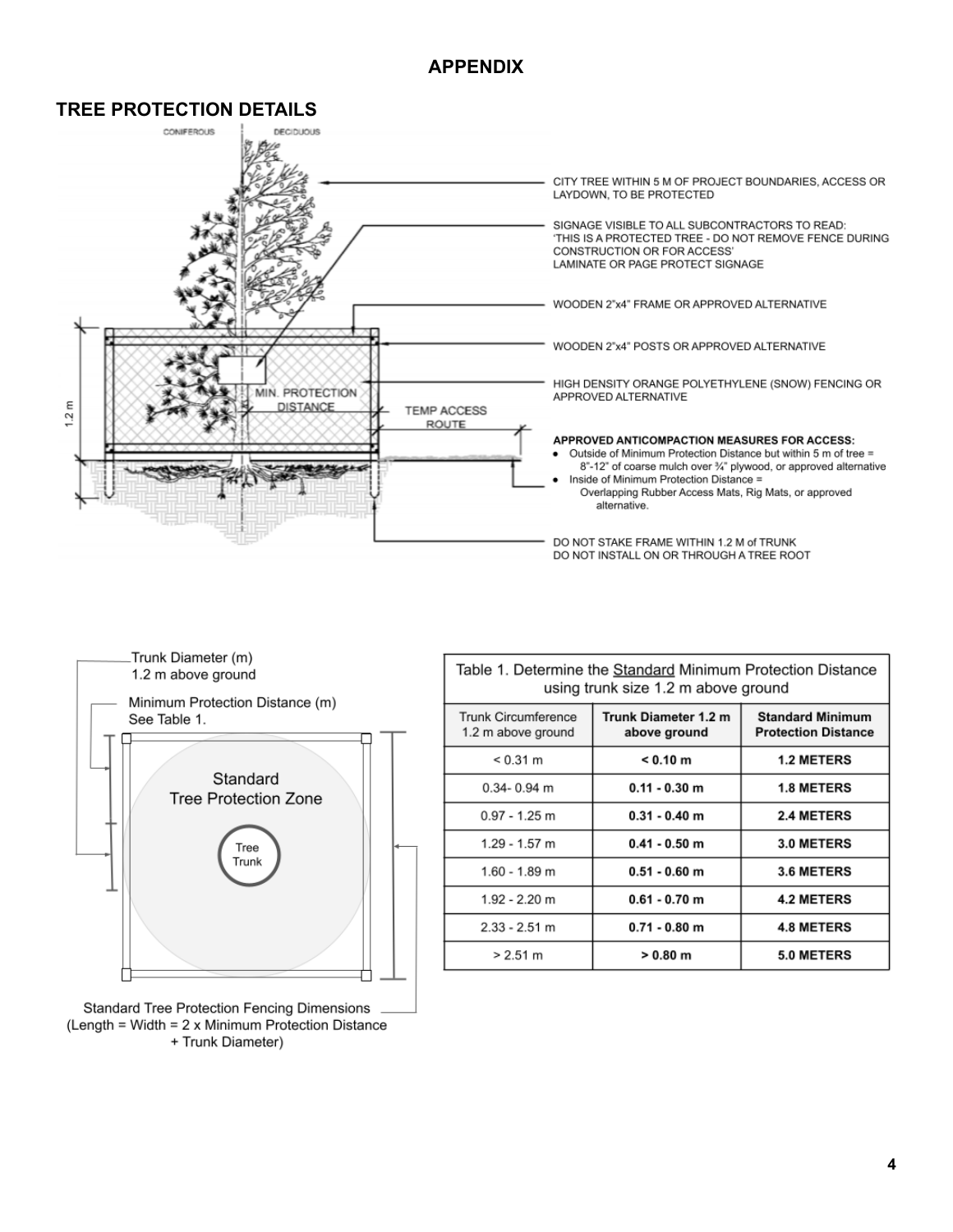# APPENDIX

## TREE PROTECTION DETAILS

CONIFEROUS

DECIDUOUS

CITY TREE WITHIN 5 M OF PROJECT BOUNDARIES, ACCESS OR LAYDOWN, TO BE PROTECTED

SIGNAGE VISIBLE TO ALL SUBCONTRACTORS TO READ: 'THIS IS A PROTECTED TREE - DO NOT REMOVE FENCE DURING CONSTRUCTION OR FOR ACCESS' LAMINATE OR PAGE PROTECT SIGNAGE

WOODEN 2"x4" FRAME OR APPROVED ALTERNATIVE

WOODEN 2"x4" POSTS OR APPROVED ALTERNATIVE

HIGH DENSITY ORANGE POLYETHYLENE (SNOW) FENCING OR APPROVED ALTERNATIVE

1.2 m

MIN. PROTECTION DISTANCE

TEMP ACCESS ROUTE

**APPROVED ANTICOMPACTION MEASURES FOR ACCESS:**

- Outside of Minimum Protection Distance but within 5 m of tree = 8"-12" of coarse mulch over ¾" plywood, or approved alternative
- Inside of Minimum Protection Distance = Overlapping Rubber Access Mats, Rig Mats, or approved alternative.

DO NOT STAKE FRAME WITHIN 1.2 M of TRUNK
DO NOT INSTALL ON OR THROUGH A TREE ROOT

Trunk Diameter (m)
1.2 m above ground

Minimum Protection Distance (m)
See Table 1.

Standard Tree Protection Zone

Tree Trunk

Standard Tree Protection Fencing Dimensions
(Length = Width = 2 x Minimum Protection Distance + Trunk Diameter)

Table 1. Determine the Standard Minimum Protection Distance using trunk size 1.2 m above ground

| Trunk Circumference 1.2 m above ground | Trunk Diameter 1.2 m above ground | Standard Minimum Protection Distance |
|---|---|---|
| < 0.31 m | **< 0.10 m** | **1.2 METERS** |
| 0.34- 0.94 m | **0.11 - 0.30 m** | **1.8 METERS** |
| 0.97 - 1.25 m | **0.31 - 0.40 m** | **2.4 METERS** |
| 1.29 - 1.57 m | **0.41 - 0.50 m** | **3.0 METERS** |
| 1.60 - 1.89 m | **0.51 - 0.60 m** | **3.6 METERS** |
| 1.92 - 2.20 m | **0.61 - 0.70 m** | **4.2 METERS** |
| 2.33 - 2.51 m | **0.71 - 0.80 m** | **4.8 METERS** |
| > 2.51 m | **> 0.80 m** | **5.0 METERS** |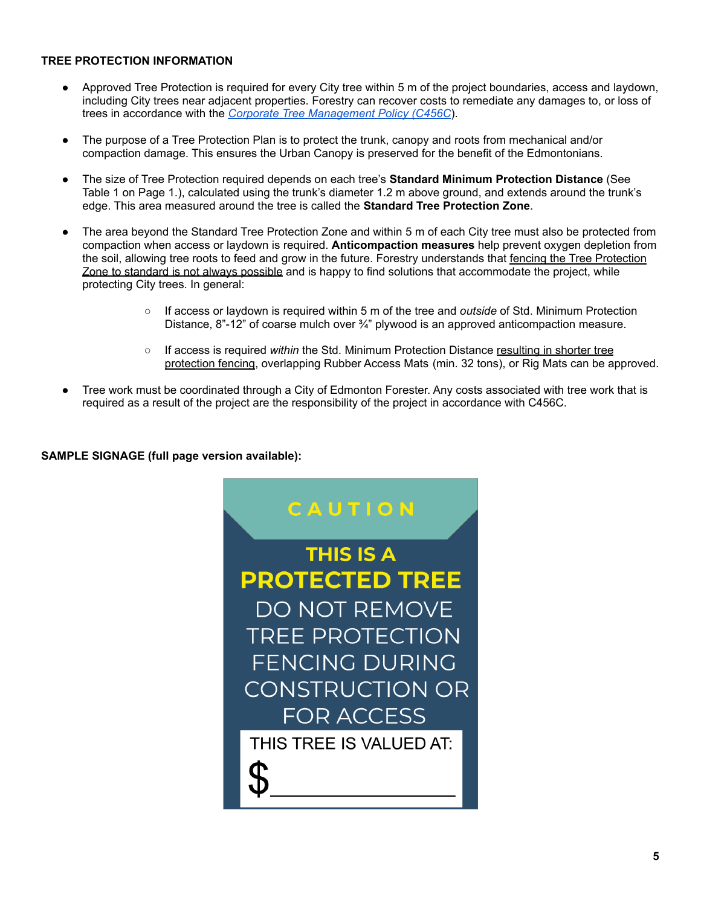**TREE PROTECTION INFORMATION**

- Approved Tree Protection is required for every City tree within 5 m of the project boundaries, access and laydown, including City trees near adjacent properties. Forestry can recover costs to remediate any damages to, or loss of trees in accordance with the *Corporate Tree Management Policy (C456C)*.

- The purpose of a Tree Protection Plan is to protect the trunk, canopy and roots from mechanical and/or compaction damage. This ensures the Urban Canopy is preserved for the benefit of the Edmontonians.

- The size of Tree Protection required depends on each tree's **Standard Minimum Protection Distance** (See Table 1 on Page 1.), calculated using the trunk's diameter 1.2 m above ground, and extends around the trunk's edge. This area measured around the tree is called the **Standard Tree Protection Zone**.

- The area beyond the Standard Tree Protection Zone and within 5 m of each City tree must also be protected from compaction when access or laydown is required. **Anticompaction measures** help prevent oxygen depletion from the soil, allowing tree roots to feed and grow in the future. Forestry understands that fencing the Tree Protection Zone to standard is not always possible and is happy to find solutions that accommodate the project, while protecting City trees. In general:

  - If access or laydown is required within 5 m of the tree and *outside* of Std. Minimum Protection Distance, 8"-12" of coarse mulch over ¾" plywood is an approved anticompaction measure.

  - If access is required *within* the Std. Minimum Protection Distance resulting in shorter tree protection fencing, overlapping Rubber Access Mats (min. 32 tons), or Rig Mats can be approved.

- Tree work must be coordinated through a City of Edmonton Forester. Any costs associated with tree work that is required as a result of the project are the responsibility of the project in accordance with C456C.

**SAMPLE SIGNAGE (full page version available):**

CAUTION

THIS IS A

PROTECTED TREE

DO NOT REMOVE TREE PROTECTION FENCING DURING CONSTRUCTION OR FOR ACCESS

THIS TREE IS VALUED AT:

$\_\_\_\_\_\_\_\_\_\_\_\_\_\_\_\_